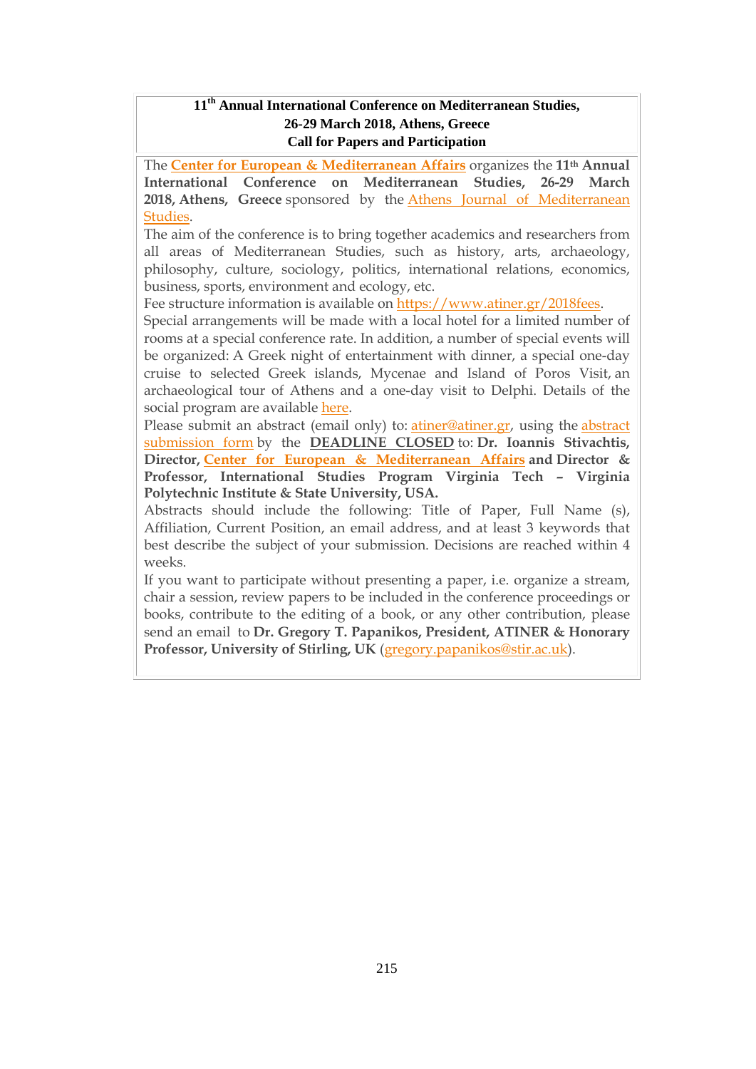**11th Annual International Conference on Mediterranean Studies, 26-29 March 2018, Athens, Greece**
**Call for Papers and Participation**

The **Center for European & Mediterranean Affairs** organizes the **11th Annual International Conference on Mediterranean Studies, 26-29 March 2018, Athens, Greece** sponsored by the Athens Journal of Mediterranean Studies.

The aim of the conference is to bring together academics and researchers from all areas of Mediterranean Studies, such as history, arts, archaeology, philosophy, culture, sociology, politics, international relations, economics, business, sports, environment and ecology, etc.

Fee structure information is available on https://www.atiner.gr/2018fees.

Special arrangements will be made with a local hotel for a limited number of rooms at a special conference rate. In addition, a number of special events will be organized: A Greek night of entertainment with dinner, a special one-day cruise to selected Greek islands, Mycenae and Island of Poros Visit, an archaeological tour of Athens and a one-day visit to Delphi. Details of the social program are available here.

Please submit an abstract (email only) to: atiner@atiner.gr, using the abstract submission form by the **DEADLINE CLOSED** to: **Dr. Ioannis Stivachtis, Director, Center for European & Mediterranean Affairs and Director & Professor, International Studies Program Virginia Tech – Virginia Polytechnic Institute & State University, USA.**

Abstracts should include the following: Title of Paper, Full Name (s), Affiliation, Current Position, an email address, and at least 3 keywords that best describe the subject of your submission. Decisions are reached within 4 weeks.

If you want to participate without presenting a paper, i.e. organize a stream, chair a session, review papers to be included in the conference proceedings or books, contribute to the editing of a book, or any other contribution, please send an email to **Dr. Gregory T. Papanikos, President, ATINER & Honorary Professor, University of Stirling, UK** (gregory.papanikos@stir.ac.uk).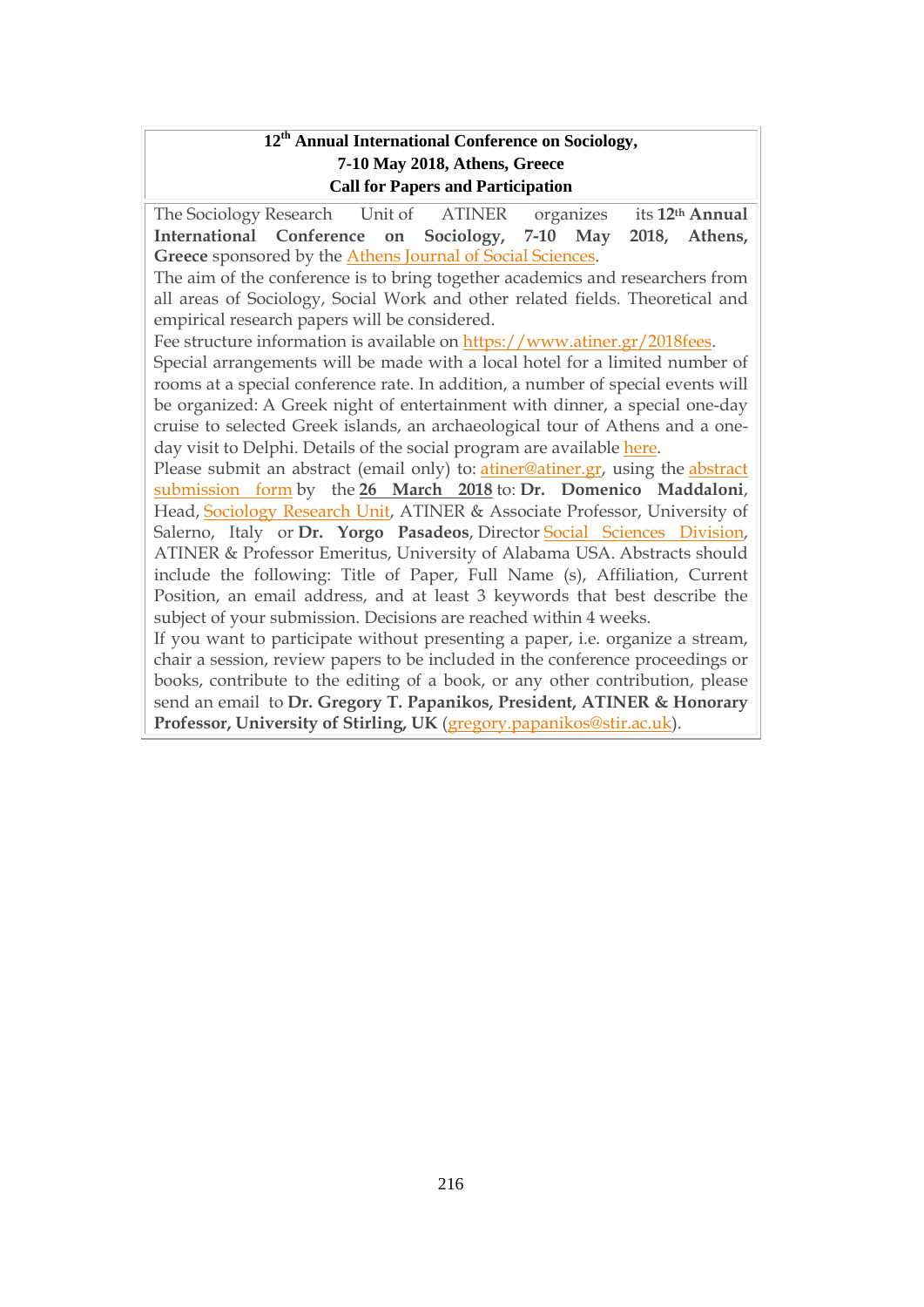**12th Annual International Conference on Sociology, 7-10 May 2018, Athens, Greece**
**Call for Papers and Participation**

The Sociology Research Unit of ATINER organizes its **12th Annual International Conference on Sociology, 7-10 May 2018, Athens, Greece** sponsored by the Athens Journal of Social Sciences.

The aim of the conference is to bring together academics and researchers from all areas of Sociology, Social Work and other related fields. Theoretical and empirical research papers will be considered.

Fee structure information is available on https://www.atiner.gr/2018fees.

Special arrangements will be made with a local hotel for a limited number of rooms at a special conference rate. In addition, a number of special events will be organized: A Greek night of entertainment with dinner, a special one-day cruise to selected Greek islands, an archaeological tour of Athens and a one-day visit to Delphi. Details of the social program are available here.

Please submit an abstract (email only) to: atiner@atiner.gr, using the abstract submission form by the **26 March 2018** to: **Dr. Domenico Maddaloni**, Head, Sociology Research Unit, ATINER & Associate Professor, University of Salerno, Italy or **Dr. Yorgo Pasadeos**, Director Social Sciences Division, ATINER & Professor Emeritus, University of Alabama USA. Abstracts should include the following: Title of Paper, Full Name (s), Affiliation, Current Position, an email address, and at least 3 keywords that best describe the subject of your submission. Decisions are reached within 4 weeks.

If you want to participate without presenting a paper, i.e. organize a stream, chair a session, review papers to be included in the conference proceedings or books, contribute to the editing of a book, or any other contribution, please send an email to **Dr. Gregory T. Papanikos, President, ATINER & Honorary Professor, University of Stirling, UK** (gregory.papanikos@stir.ac.uk).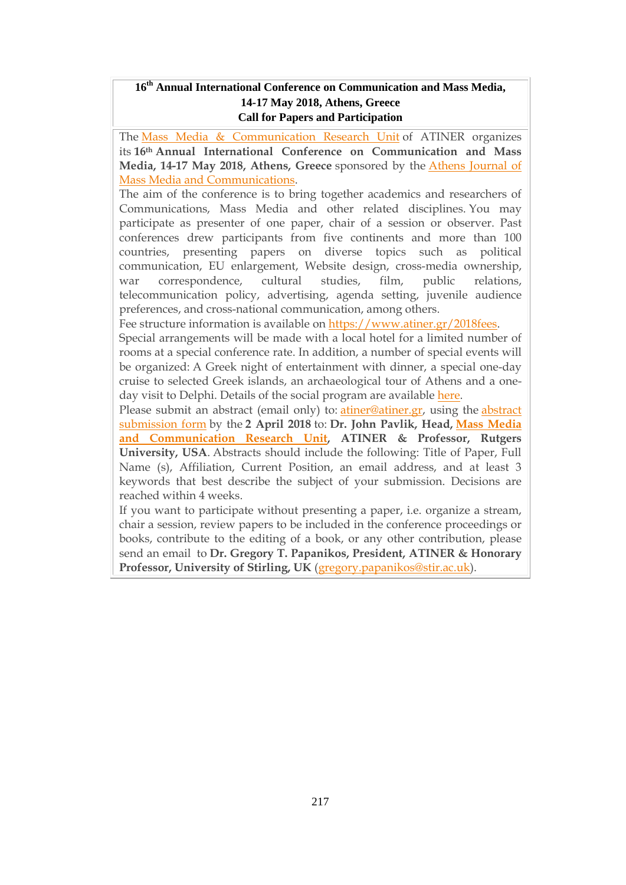**16th Annual International Conference on Communication and Mass Media, 14-17 May 2018, Athens, Greece**
**Call for Papers and Participation**

The Mass Media & Communication Research Unit of ATINER organizes its **16th Annual International Conference on Communication and Mass Media, 14-17 May 2018, Athens, Greece** sponsored by the Athens Journal of Mass Media and Communications.

The aim of the conference is to bring together academics and researchers of Communications, Mass Media and other related disciplines. You may participate as presenter of one paper, chair of a session or observer. Past conferences drew participants from five continents and more than 100 countries, presenting papers on diverse topics such as political communication, EU enlargement, Website design, cross-media ownership, war correspondence, cultural studies, film, public relations, telecommunication policy, advertising, agenda setting, juvenile audience preferences, and cross-national communication, among others.

Fee structure information is available on https://www.atiner.gr/2018fees.

Special arrangements will be made with a local hotel for a limited number of rooms at a special conference rate. In addition, a number of special events will be organized: A Greek night of entertainment with dinner, a special one-day cruise to selected Greek islands, an archaeological tour of Athens and a one-day visit to Delphi. Details of the social program are available here.

Please submit an abstract (email only) to: atiner@atiner.gr, using the abstract submission form by the **2 April 2018** to: **Dr. John Pavlik, Head, Mass Media and Communication Research Unit, ATINER & Professor, Rutgers University, USA**. Abstracts should include the following: Title of Paper, Full Name (s), Affiliation, Current Position, an email address, and at least 3 keywords that best describe the subject of your submission. Decisions are reached within 4 weeks.

If you want to participate without presenting a paper, i.e. organize a stream, chair a session, review papers to be included in the conference proceedings or books, contribute to the editing of a book, or any other contribution, please send an email to **Dr. Gregory T. Papanikos, President, ATINER & Honorary Professor, University of Stirling, UK** (gregory.papanikos@stir.ac.uk).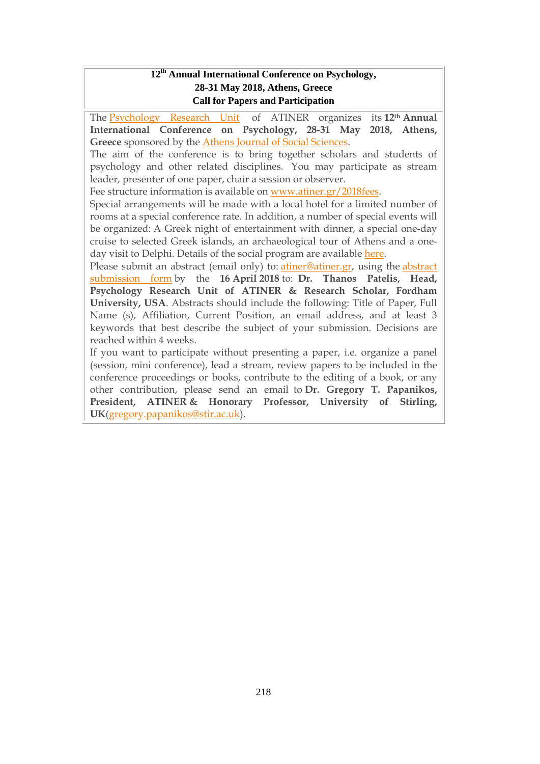**12th Annual International Conference on Psychology, 28-31 May 2018, Athens, Greece**
**Call for Papers and Participation**

The Psychology Research Unit of ATINER organizes its **12th Annual International Conference on Psychology, 28-31 May 2018, Athens, Greece** sponsored by the Athens Journal of Social Sciences.

The aim of the conference is to bring together scholars and students of psychology and other related disciplines. You may participate as stream leader, presenter of one paper, chair a session or observer.

Fee structure information is available on www.atiner.gr/2018fees.

Special arrangements will be made with a local hotel for a limited number of rooms at a special conference rate. In addition, a number of special events will be organized: A Greek night of entertainment with dinner, a special one-day cruise to selected Greek islands, an archaeological tour of Athens and a one-day visit to Delphi. Details of the social program are available here.

Please submit an abstract (email only) to: atiner@atiner.gr, using the abstract submission form by the **16 April 2018** to: **Dr. Thanos Patelis, Head, Psychology Research Unit of ATINER & Research Scholar, Fordham University, USA**. Abstracts should include the following: Title of Paper, Full Name (s), Affiliation, Current Position, an email address, and at least 3 keywords that best describe the subject of your submission. Decisions are reached within 4 weeks.

If you want to participate without presenting a paper, i.e. organize a panel (session, mini conference), lead a stream, review papers to be included in the conference proceedings or books, contribute to the editing of a book, or any other contribution, please send an email to **Dr. Gregory T. Papanikos, President, ATINER & Honorary Professor, University of Stirling, UK**(gregory.papanikos@stir.ac.uk).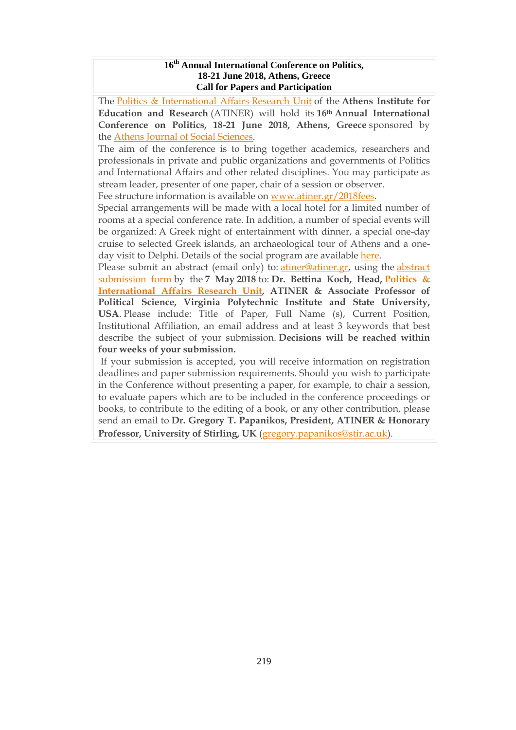**16th Annual International Conference on Politics,**
**18-21 June 2018, Athens, Greece**
**Call for Papers and Participation**

The Politics & International Affairs Research Unit of the **Athens Institute for Education and Research** (ATINER) will hold its **16th Annual International Conference on Politics, 18-21 June 2018, Athens, Greece** sponsored by the Athens Journal of Social Sciences.

The aim of the conference is to bring together academics, researchers and professionals in private and public organizations and governments of Politics and International Affairs and other related disciplines. You may participate as stream leader, presenter of one paper, chair of a session or observer.

Fee structure information is available on www.atiner.gr/2018fees.

Special arrangements will be made with a local hotel for a limited number of rooms at a special conference rate. In addition, a number of special events will be organized: A Greek night of entertainment with dinner, a special one-day cruise to selected Greek islands, an archaeological tour of Athens and a one-day visit to Delphi. Details of the social program are available here.

Please submit an abstract (email only) to: atiner@atiner.gr, using the abstract submission form by the **7 May 2018** to: **Dr. Bettina Koch, Head, Politics & International Affairs Research Unit, ATINER & Associate Professor of Political Science, Virginia Polytechnic Institute and State University, USA**. Please include: Title of Paper, Full Name (s), Current Position, Institutional Affiliation, an email address and at least 3 keywords that best describe the subject of your submission. **Decisions will be reached within four weeks of your submission.**

If your submission is accepted, you will receive information on registration deadlines and paper submission requirements. Should you wish to participate in the Conference without presenting a paper, for example, to chair a session, to evaluate papers which are to be included in the conference proceedings or books, to contribute to the editing of a book, or any other contribution, please send an email to **Dr. Gregory T. Papanikos, President, ATINER & Honorary Professor, University of Stirling, UK** (gregory.papanikos@stir.ac.uk).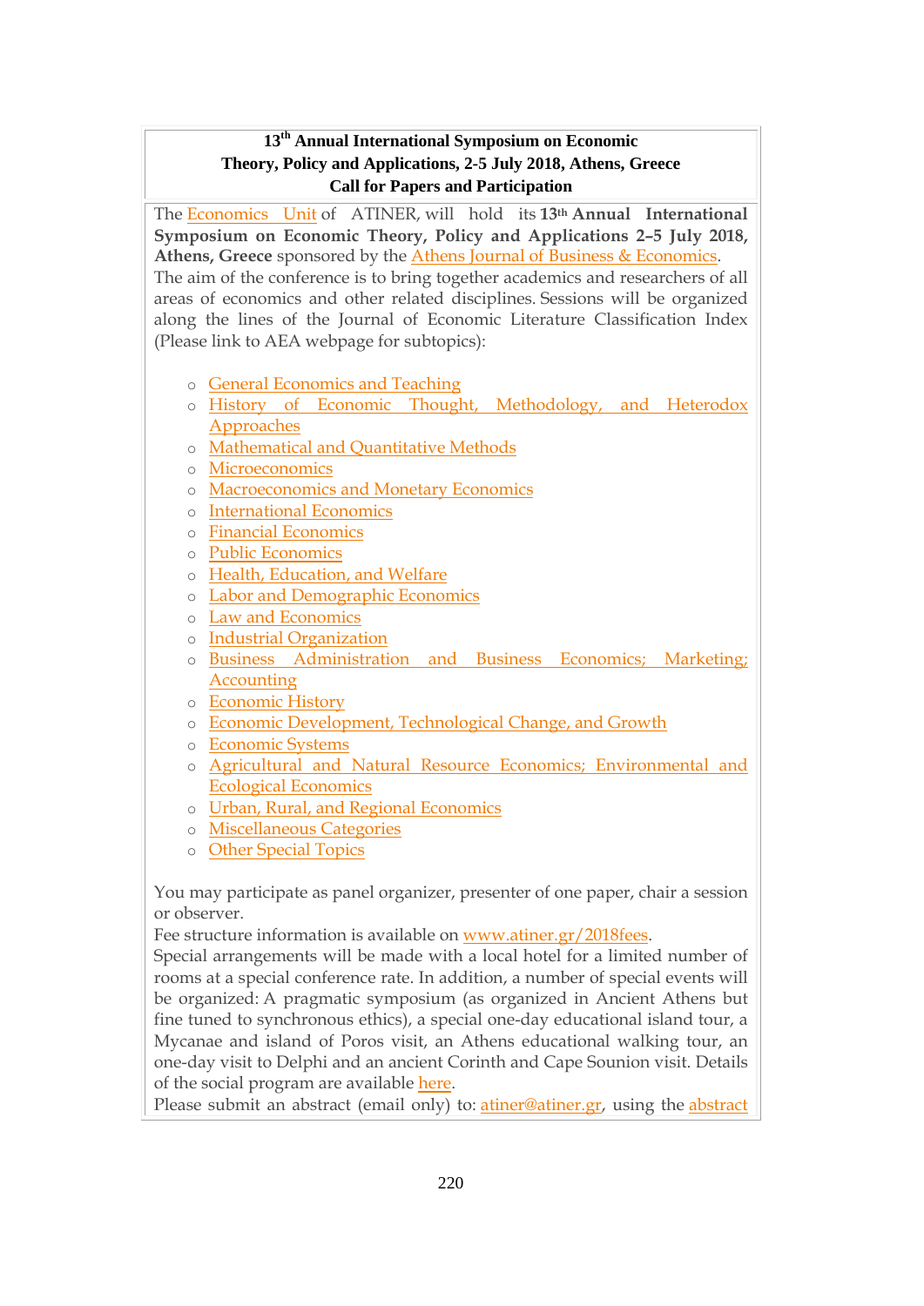**13th Annual International Symposium on Economic Theory, Policy and Applications, 2-5 July 2018, Athens, Greece**
**Call for Papers and Participation**

The Economics Unit of ATINER, will hold its **13th Annual International Symposium on Economic Theory, Policy and Applications 2-5 July 2018, Athens, Greece** sponsored by the Athens Journal of Business & Economics. The aim of the conference is to bring together academics and researchers of all areas of economics and other related disciplines. Sessions will be organized along the lines of the Journal of Economic Literature Classification Index (Please link to AEA webpage for subtopics):

- General Economics and Teaching
- History of Economic Thought, Methodology, and Heterodox Approaches
- Mathematical and Quantitative Methods
- Microeconomics
- Macroeconomics and Monetary Economics
- International Economics
- Financial Economics
- Public Economics
- Health, Education, and Welfare
- Labor and Demographic Economics
- Law and Economics
- Industrial Organization
- Business Administration and Business Economics; Marketing; Accounting
- Economic History
- Economic Development, Technological Change, and Growth
- Economic Systems
- Agricultural and Natural Resource Economics; Environmental and Ecological Economics
- Urban, Rural, and Regional Economics
- Miscellaneous Categories
- Other Special Topics

You may participate as panel organizer, presenter of one paper, chair a session or observer.
Fee structure information is available on www.atiner.gr/2018fees.
Special arrangements will be made with a local hotel for a limited number of rooms at a special conference rate. In addition, a number of special events will be organized: A pragmatic symposium (as organized in Ancient Athens but fine tuned to synchronous ethics), a special one-day educational island tour, a Mycanae and island of Poros visit, an Athens educational walking tour, an one-day visit to Delphi and an ancient Corinth and Cape Sounion visit. Details of the social program are available here.
Please submit an abstract (email only) to: atiner@atiner.gr, using the abstract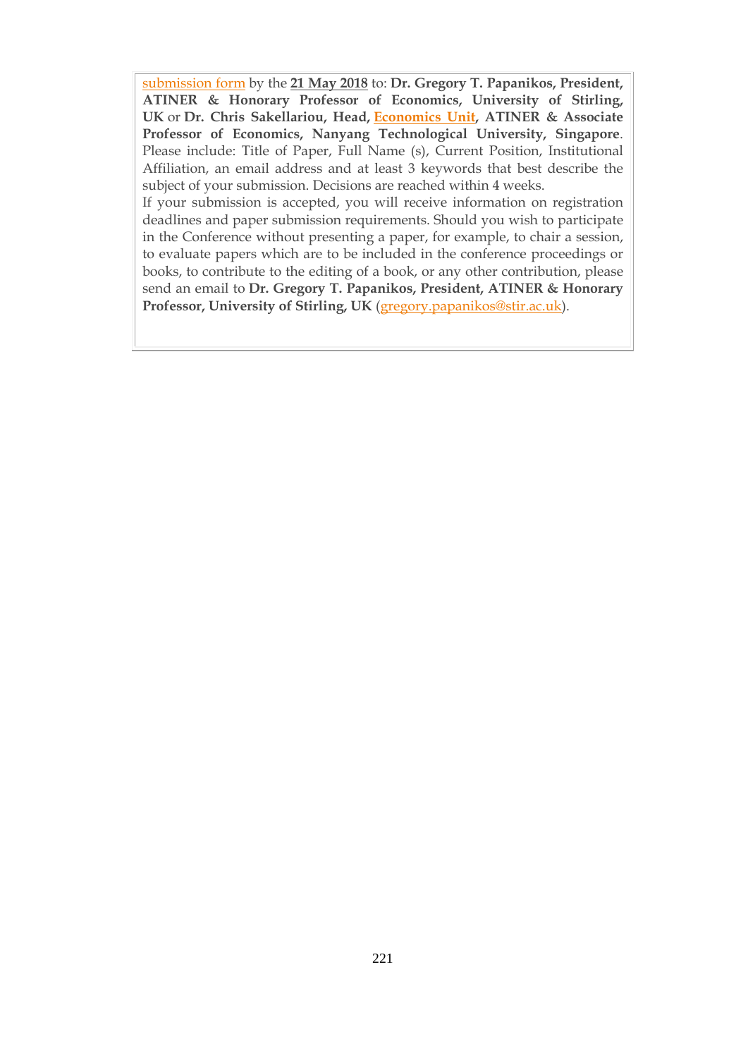submission form by the **21 May 2018** to: **Dr. Gregory T. Papanikos, President, ATINER & Honorary Professor of Economics, University of Stirling, UK** or **Dr. Chris Sakellariou, Head, Economics Unit, ATINER & Associate Professor of Economics, Nanyang Technological University, Singapore**. Please include: Title of Paper, Full Name (s), Current Position, Institutional Affiliation, an email address and at least 3 keywords that best describe the subject of your submission. Decisions are reached within 4 weeks.

If your submission is accepted, you will receive information on registration deadlines and paper submission requirements. Should you wish to participate in the Conference without presenting a paper, for example, to chair a session, to evaluate papers which are to be included in the conference proceedings or books, to contribute to the editing of a book, or any other contribution, please send an email to **Dr. Gregory T. Papanikos, President, ATINER & Honorary Professor, University of Stirling, UK** (gregory.papanikos@stir.ac.uk).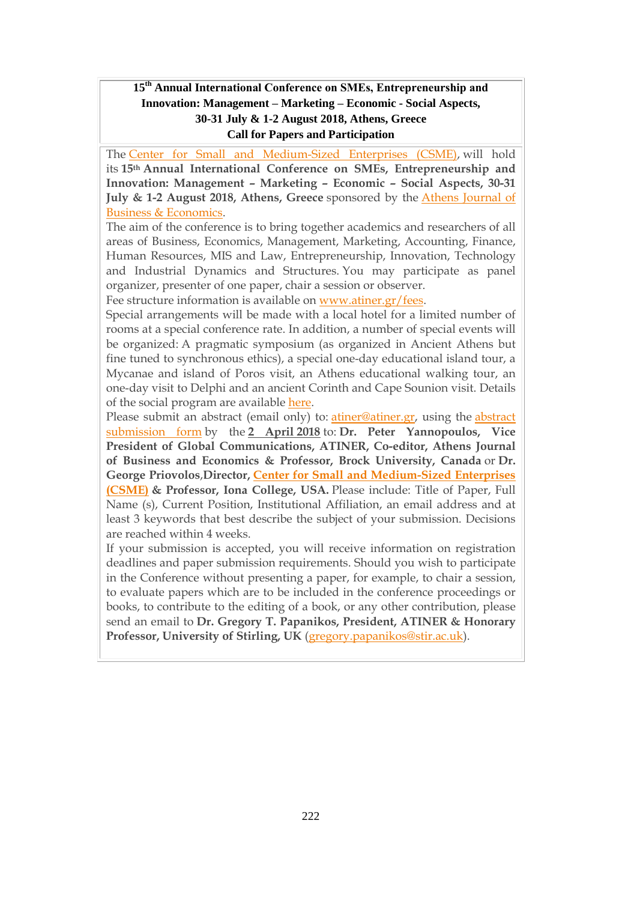**15th Annual International Conference on SMEs, Entrepreneurship and Innovation: Management – Marketing – Economic - Social Aspects, 30-31 July & 1-2 August 2018, Athens, Greece**
**Call for Papers and Participation**

The Center for Small and Medium-Sized Enterprises (CSME), will hold its **15th Annual International Conference on SMEs, Entrepreneurship and Innovation: Management – Marketing – Economic – Social Aspects, 30-31 July & 1-2 August 2018, Athens, Greece** sponsored by the Athens Journal of Business & Economics.

The aim of the conference is to bring together academics and researchers of all areas of Business, Economics, Management, Marketing, Accounting, Finance, Human Resources, MIS and Law, Entrepreneurship, Innovation, Technology and Industrial Dynamics and Structures. You may participate as panel organizer, presenter of one paper, chair a session or observer.

Fee structure information is available on www.atiner.gr/fees.

Special arrangements will be made with a local hotel for a limited number of rooms at a special conference rate. In addition, a number of special events will be organized: A pragmatic symposium (as organized in Ancient Athens but fine tuned to synchronous ethics), a special one-day educational island tour, a Mycanae and island of Poros visit, an Athens educational walking tour, an one-day visit to Delphi and an ancient Corinth and Cape Sounion visit. Details of the social program are available here.

Please submit an abstract (email only) to: atiner@atiner.gr, using the abstract submission form by the **2 April 2018** to: **Dr. Peter Yannopoulos, Vice President of Global Communications, ATINER, Co-editor, Athens Journal of Business and Economics & Professor, Brock University, Canada** or **Dr. George Priovolos, Director, Center for Small and Medium-Sized Enterprises (CSME) & Professor, Iona College, USA.** Please include: Title of Paper, Full Name (s), Current Position, Institutional Affiliation, an email address and at least 3 keywords that best describe the subject of your submission. Decisions are reached within 4 weeks.

If your submission is accepted, you will receive information on registration deadlines and paper submission requirements. Should you wish to participate in the Conference without presenting a paper, for example, to chair a session, to evaluate papers which are to be included in the conference proceedings or books, to contribute to the editing of a book, or any other contribution, please send an email to **Dr. Gregory T. Papanikos, President, ATINER & Honorary Professor, University of Stirling, UK** (gregory.papanikos@stir.ac.uk).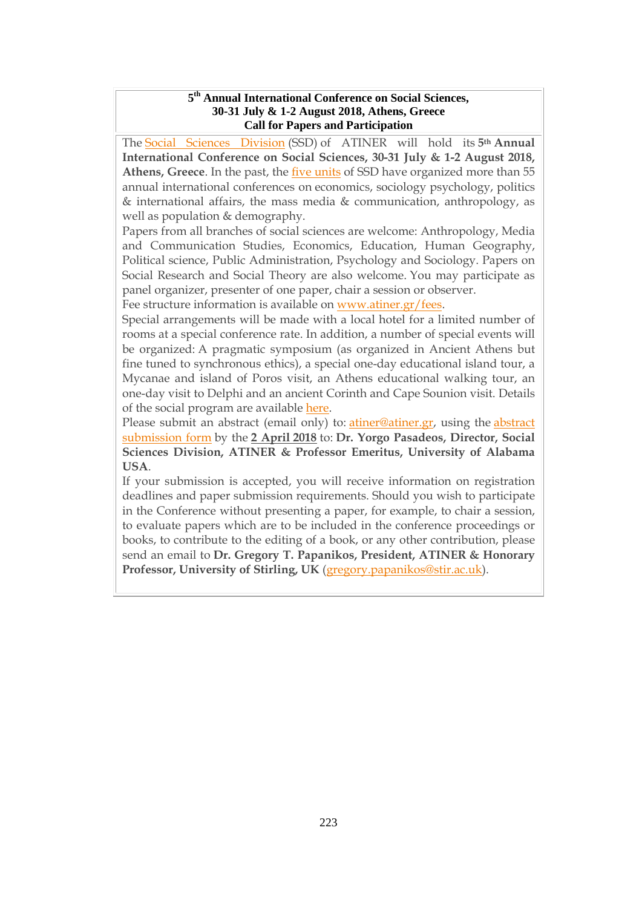**5th Annual International Conference on Social Sciences, 30-31 July & 1-2 August 2018, Athens, Greece**
**Call for Papers and Participation**

The Social Sciences Division (SSD) of ATINER will hold its **5th Annual International Conference on Social Sciences, 30-31 July & 1-2 August 2018, Athens, Greece**. In the past, the five units of SSD have organized more than 55 annual international conferences on economics, sociology psychology, politics & international affairs, the mass media & communication, anthropology, as well as population & demography.

Papers from all branches of social sciences are welcome: Anthropology, Media and Communication Studies, Economics, Education, Human Geography, Political science, Public Administration, Psychology and Sociology. Papers on Social Research and Social Theory are also welcome. You may participate as panel organizer, presenter of one paper, chair a session or observer.

Fee structure information is available on www.atiner.gr/fees.

Special arrangements will be made with a local hotel for a limited number of rooms at a special conference rate. In addition, a number of special events will be organized: A pragmatic symposium (as organized in Ancient Athens but fine tuned to synchronous ethics), a special one-day educational island tour, a Mycanae and island of Poros visit, an Athens educational walking tour, an one-day visit to Delphi and an ancient Corinth and Cape Sounion visit. Details of the social program are available here.

Please submit an abstract (email only) to: atiner@atiner.gr, using the abstract submission form by the **2 April 2018** to: **Dr. Yorgo Pasadeos, Director, Social Sciences Division, ATINER & Professor Emeritus, University of Alabama USA**.

If your submission is accepted, you will receive information on registration deadlines and paper submission requirements. Should you wish to participate in the Conference without presenting a paper, for example, to chair a session, to evaluate papers which are to be included in the conference proceedings or books, to contribute to the editing of a book, or any other contribution, please send an email to **Dr. Gregory T. Papanikos, President, ATINER & Honorary Professor, University of Stirling, UK** (gregory.papanikos@stir.ac.uk).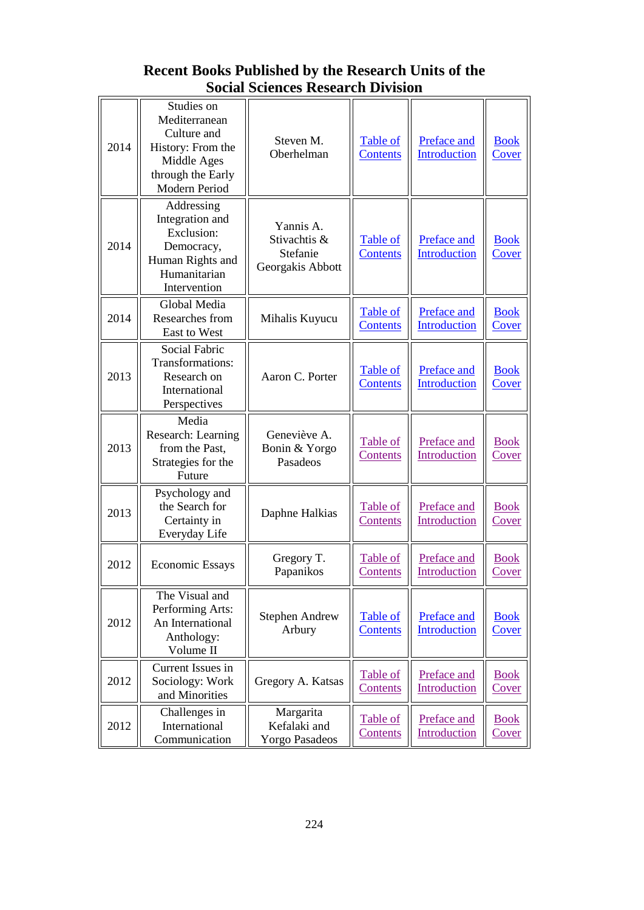# Recent Books Published by the Research Units of the Social Sciences Research Division

| | | | | | |
|---|---|---|---|---|---|
| 2014 | Studies on Mediterranean Culture and History: From the Middle Ages through the Early Modern Period | Steven M. Oberhelman | Table of Contents | Preface and Introduction | Book Cover |
| 2014 | Addressing Integration and Exclusion: Democracy, Human Rights and Humanitarian Intervention | Yannis A. Stivachtis & Stefanie Georgakis Abbott | Table of Contents | Preface and Introduction | Book Cover |
| 2014 | Global Media Researches from East to West | Mihalis Kuyucu | Table of Contents | Preface and Introduction | Book Cover |
| 2013 | Social Fabric Transformations: Research on International Perspectives | Aaron C. Porter | Table of Contents | Preface and Introduction | Book Cover |
| 2013 | Media Research: Learning from the Past, Strategies for the Future | Geneviève A. Bonin & Yorgo Pasadeos | Table of Contents | Preface and Introduction | Book Cover |
| 2013 | Psychology and the Search for Certainty in Everyday Life | Daphne Halkias | Table of Contents | Preface and Introduction | Book Cover |
| 2012 | Economic Essays | Gregory T. Papanikos | Table of Contents | Preface and Introduction | Book Cover |
| 2012 | The Visual and Performing Arts: An International Anthology: Volume II | Stephen Andrew Arbury | Table of Contents | Preface and Introduction | Book Cover |
| 2012 | Current Issues in Sociology: Work and Minorities | Gregory A. Katsas | Table of Contents | Preface and Introduction | Book Cover |
| 2012 | Challenges in International Communication | Margarita Kefalaki and Yorgo Pasadeos | Table of Contents | Preface and Introduction | Book Cover |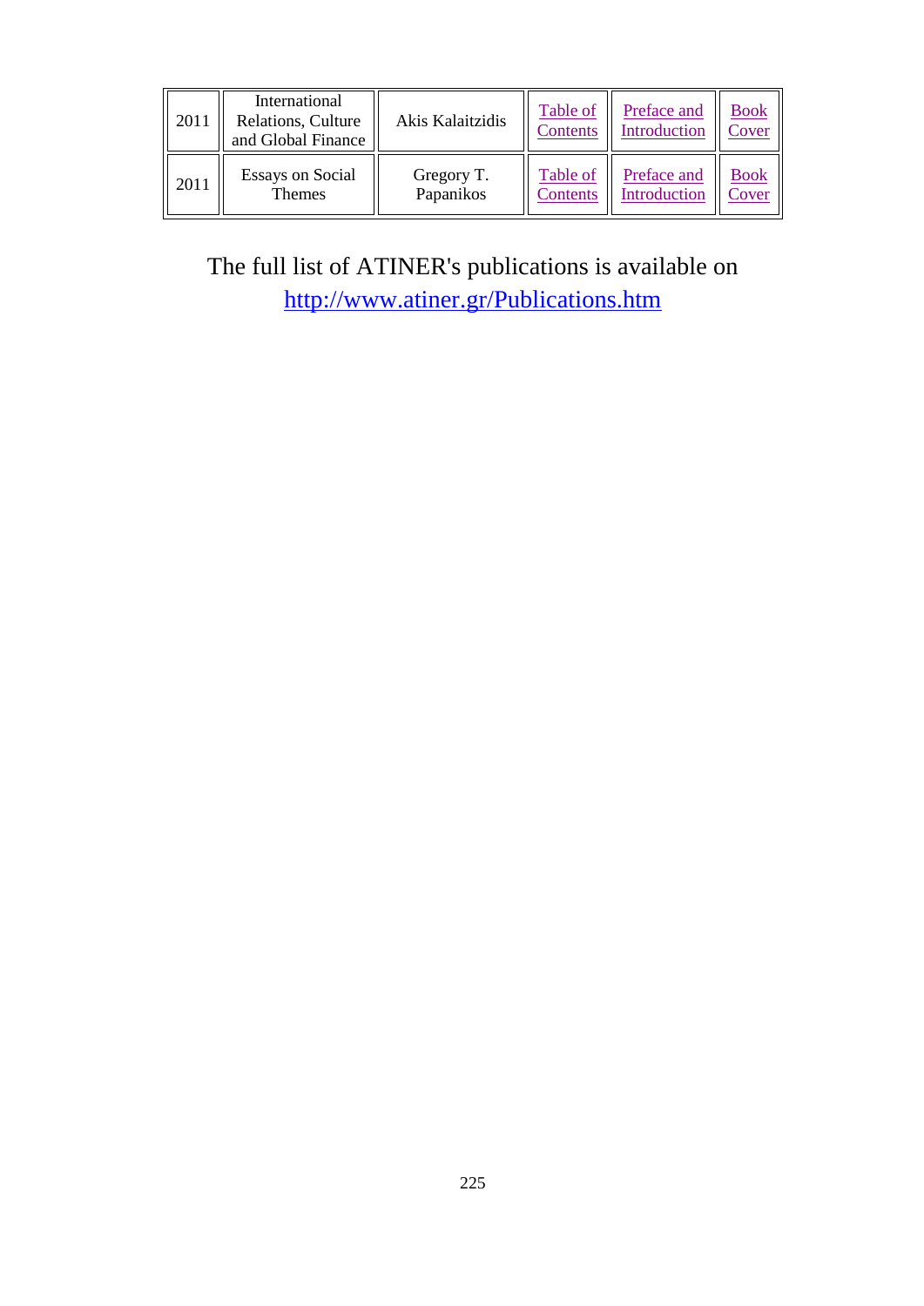| 2011 | International Relations, Culture and Global Finance | Akis Kalaitzidis | Table of Contents | Preface and Introduction | Book Cover |
|---|---|---|---|---|---|
| 2011 | Essays on Social Themes | Gregory T. Papanikos | Table of Contents | Preface and Introduction | Book Cover |

The full list of ATINER's publications is available on http://www.atiner.gr/Publications.htm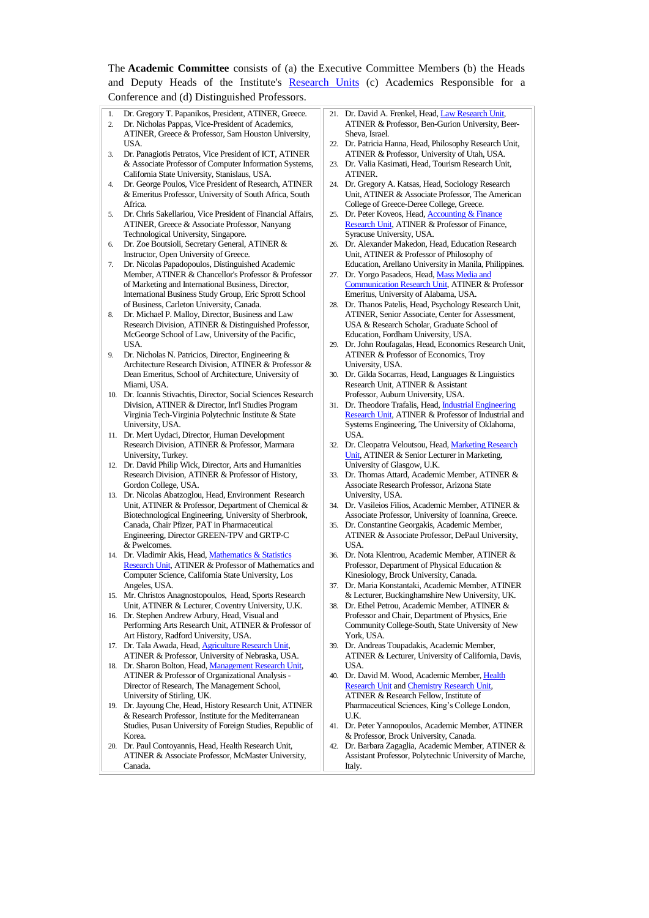The **Academic Committee** consists of (a) the Executive Committee Members (b) the Heads and Deputy Heads of the Institute's [Research Units](#) (c) Academics Responsible for a Conference and (d) Distinguished Professors.

1. Dr. Gregory T. Papanikos, President, ATINER, Greece.
2. Dr. Nicholas Pappas, Vice-President of Academics, ATINER, Greece & Professor, Sam Houston University, USA.
3. Dr. Panagiotis Petratos, Vice President of ICT, ATINER & Associate Professor of Computer Information Systems, California State University, Stanislaus, USA.
4. Dr. George Poulos, Vice President of Research, ATINER & Emeritus Professor, University of South Africa, South Africa.
5. Dr. Chris Sakellariou, Vice President of Financial Affairs, ATINER, Greece & Associate Professor, Nanyang Technological University, Singapore.
6. Dr. Zoe Boutsioli, Secretary General, ATINER & Instructor, Open University of Greece.
7. Dr. Nicolas Papadopoulos, Distinguished Academic Member, ATINER & Chancellor's Professor & Professor of Marketing and International Business, Director, International Business Study Group, Eric Sprott School of Business, Carleton University, Canada.
8. Dr. Michael P. Malloy, Director, Business and Law Research Division, ATINER & Distinguished Professor, McGeorge School of Law, University of the Pacific, USA.
9. Dr. Nicholas N. Patricios, Director, Engineering & Architecture Research Division, ATINER & Professor & Dean Emeritus, School of Architecture, University of Miami, USA.
10. Dr. Ioannis Stivachtis, Director, Social Sciences Research Division, ATINER & Director, Int'l Studies Program Virginia Tech-Virginia Polytechnic Institute & State University, USA.
11. Dr. Mert Uydaci, Director, Human Development Research Division, ATINER & Professor, Marmara University, Turkey.
12. Dr. David Philip Wick, Director, Arts and Humanities Research Division, ATINER & Professor of History, Gordon College, USA.
13. Dr. Nicolas Abatzoglou, Head, Environment Research Unit, ATINER & Professor, Department of Chemical & Biotechnological Engineering, University of Sherbrook, Canada, Chair Pfizer, PAT in Pharmaceutical Engineering, Director GREEN-TPV and GRTP-C & Pwelcomes.
14. Dr. Vladimir Akis, Head, [Mathematics & Statistics Research Unit](#), ATINER & Professor of Mathematics and Computer Science, California State University, Los Angeles, USA.
15. Mr. Christos Anagnostopoulos, Head, Sports Research Unit, ATINER & Lecturer, Coventry University, U.K.
16. Dr. Stephen Andrew Arbury, Head, Visual and Performing Arts Research Unit, ATINER & Professor of Art History, Radford University, USA.
17. Dr. Tala Awada, Head, [Agriculture Research Unit](#), ATINER & Professor, University of Nebraska, USA.
18. Dr. Sharon Bolton, Head, [Management Research Unit](#), ATINER & Professor of Organizational Analysis - Director of Research, The Management School, University of Stirling, UK.
19. Dr. Jayoung Che, Head, History Research Unit, ATINER & Research Professor, Institute for the Mediterranean Studies, Pusan University of Foreign Studies, Republic of Korea.
20. Dr. Paul Contoyannis, Head, Health Research Unit, ATINER & Associate Professor, McMaster University, Canada.
21. Dr. David A. Frenkel, Head, [Law Research Unit](#), ATINER & Professor, Ben-Gurion University, Beer-Sheva, Israel.
22. Dr. Patricia Hanna, Head, Philosophy Research Unit, ATINER & Professor, University of Utah, USA.
23. Dr. Valia Kasimati, Head, Tourism Research Unit, ATINER.
24. Dr. Gregory A. Katsas, Head, Sociology Research Unit, ATINER & Associate Professor, The American College of Greece-Deree College, Greece.
25. Dr. Peter Koveos, Head, [Accounting & Finance Research Unit](#), ATINER & Professor of Finance, Syracuse University, USA.
26. Dr. Alexander Makedon, Head, Education Research Unit, ATINER & Professor of Philosophy of Education, Arellano University in Manila, Philippines.
27. Dr. Yorgo Pasadeos, Head, [Mass Media and Communication Research Unit](#), ATINER & Professor Emeritus, University of Alabama, USA.
28. Dr. Thanos Patelis, Head, Psychology Research Unit, ATINER, Senior Associate, Center for Assessment, USA & Research Scholar, Graduate School of Education, Fordham University, USA.
29. Dr. John Roufagalas, Head, Economics Research Unit, ATINER & Professor of Economics, Troy University, USA.
30. Dr. Gilda Socarras, Head, Languages & Linguistics Research Unit, ATINER & Assistant Professor, Auburn University, USA.
31. Dr. Theodore Trafalis, Head, [Industrial Engineering Research Unit](#), ATINER & Professor of Industrial and Systems Engineering, The University of Oklahoma, USA.
32. Dr. Cleopatra Veloutsou, Head, [Marketing Research Unit](#), ATINER & Senior Lecturer in Marketing, University of Glasgow, U.K.
33. Dr. Thomas Attard, Academic Member, ATINER & Associate Research Professor, Arizona State University, USA.
34. Dr. Vasileios Filios, Academic Member, ATINER & Associate Professor, University of Ioannina, Greece.
35. Dr. Constantine Georgakis, Academic Member, ATINER & Associate Professor, DePaul University, USA.
36. Dr. Nota Klentrou, Academic Member, ATINER & Professor, Department of Physical Education & Kinesiology, Brock University, Canada.
37. Dr. Maria Konstantaki, Academic Member, ATINER & Lecturer, Buckinghamshire New University, UK.
38. Dr. Ethel Petrou, Academic Member, ATINER & Professor and Chair, Department of Physics, Erie Community College-South, State University of New York, USA.
39. Dr. Andreas Toupadakis, Academic Member, ATINER & Lecturer, University of California, Davis, USA.
40. Dr. David M. Wood, Academic Member, [Health Research Unit](#) and [Chemistry Research Unit](#), ATINER & Research Fellow, Institute of Pharmaceutical Sciences, King's College London, U.K.
41. Dr. Peter Yannopoulos, Academic Member, ATINER & Professor, Brock University, Canada.
42. Dr. Barbara Zagaglia, Academic Member, ATINER & Assistant Professor, Polytechnic University of Marche, Italy.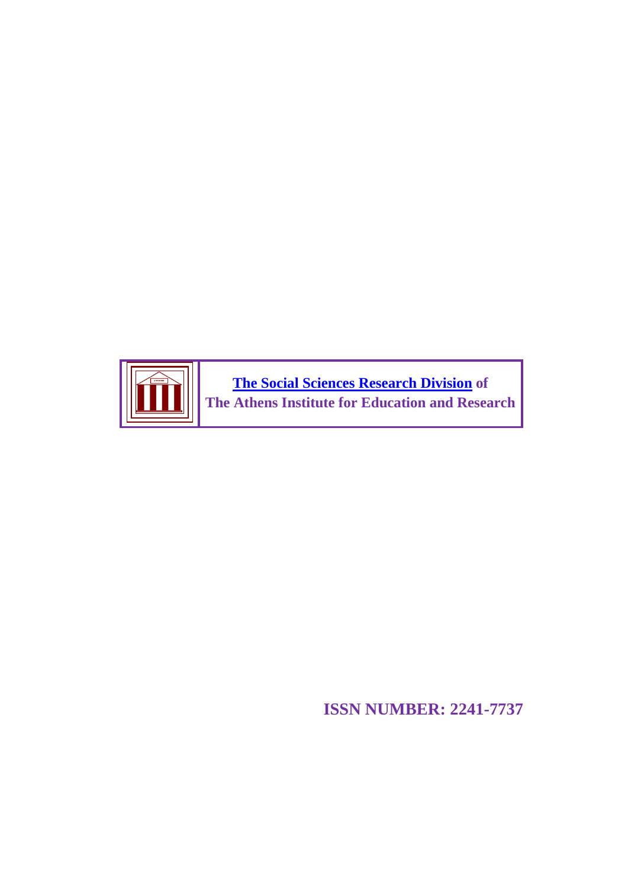**[The Social Sciences Research Division](#) of**
**The Athens Institute for Education and Research**

**ISSN NUMBER: 2241-7737**